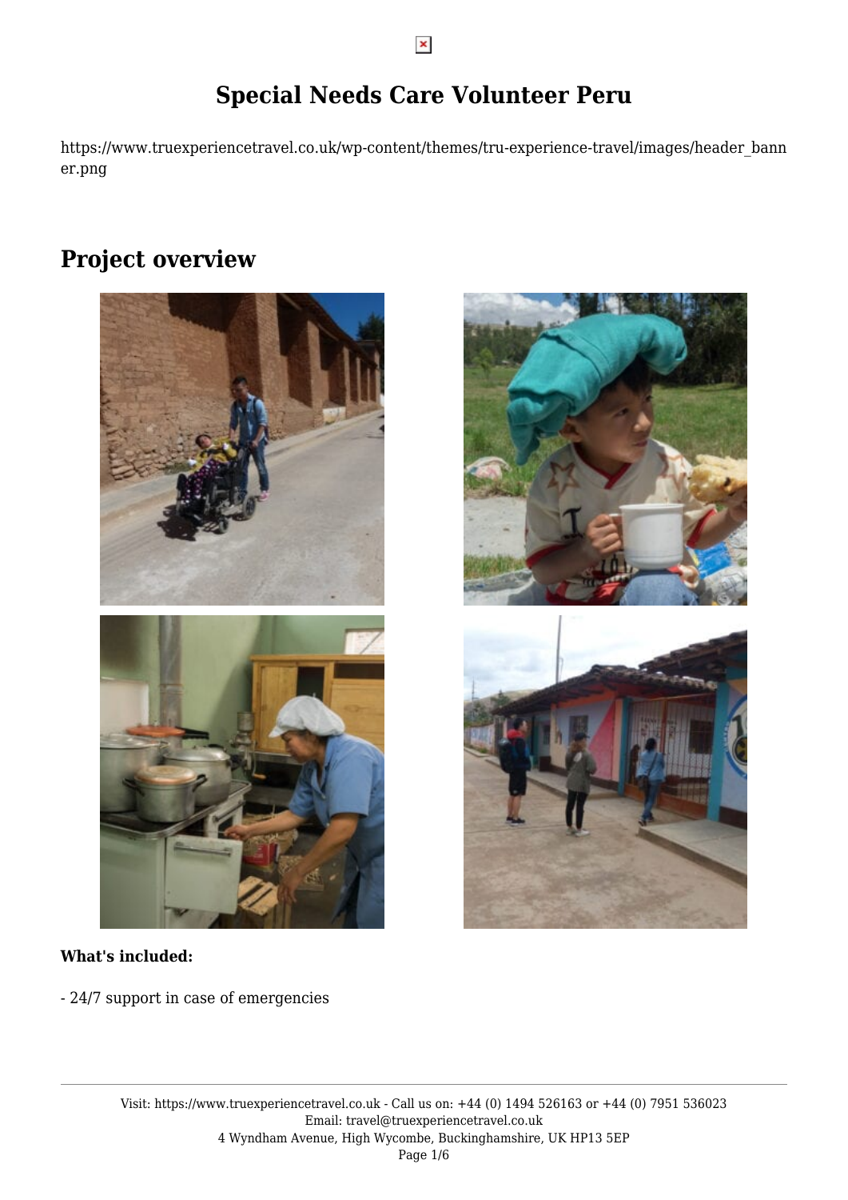# Special Needs Care Volunteer Peru

https://www.truexperiencetravel.co.uk/wp-content/themes/tru-experience-travel/images/header_banner.png

## Project overview

**What's included:**

- 24/7 support in case of emergencies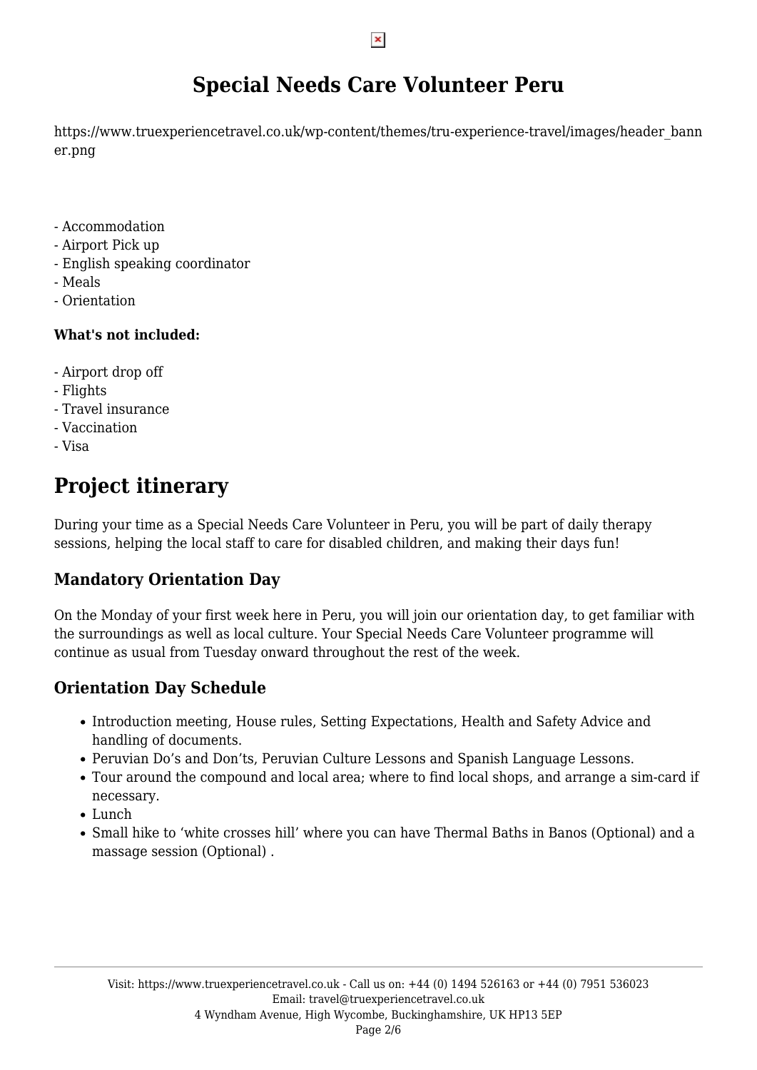# Special Needs Care Volunteer Peru

https://www.truexperiencetravel.co.uk/wp-content/themes/tru-experience-travel/images/header_banner.png

- Accommodation
- Airport Pick up
- English speaking coordinator
- Meals
- Orientation

**What's not included:**

- Airport drop off
- Flights
- Travel insurance
- Vaccination
- Visa

# Project itinerary

During your time as a Special Needs Care Volunteer in Peru, you will be part of daily therapy sessions, helping the local staff to care for disabled children, and making their days fun!

## Mandatory Orientation Day

On the Monday of your first week here in Peru, you will join our orientation day, to get familiar with the surroundings as well as local culture. Your Special Needs Care Volunteer programme will continue as usual from Tuesday onward throughout the rest of the week.

## Orientation Day Schedule

- Introduction meeting, House rules, Setting Expectations, Health and Safety Advice and handling of documents.
- Peruvian Do's and Don'ts, Peruvian Culture Lessons and Spanish Language Lessons.
- Tour around the compound and local area; where to find local shops, and arrange a sim-card if necessary.
- Lunch
- Small hike to 'white crosses hill' where you can have Thermal Baths in Banos (Optional) and a massage session (Optional) .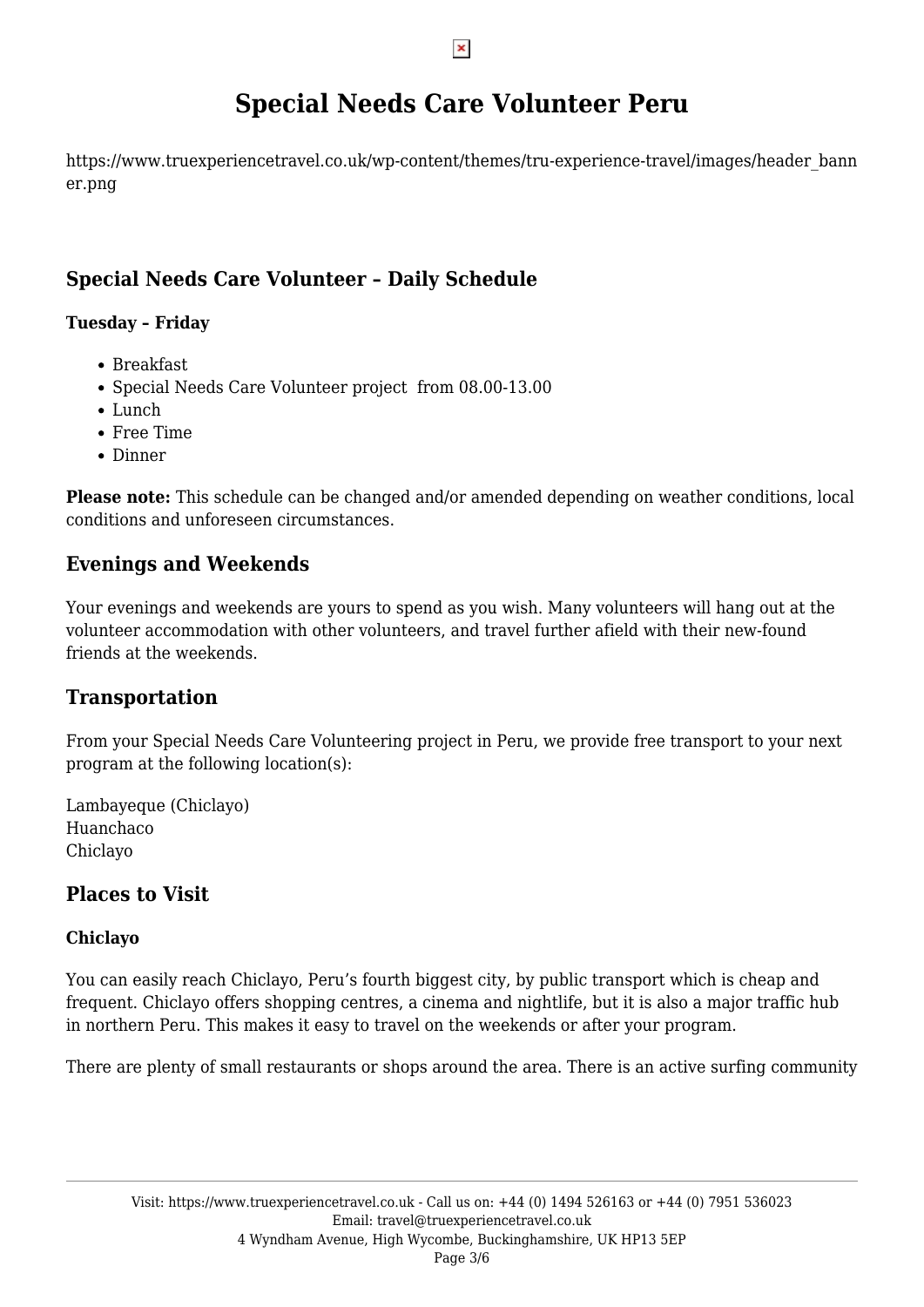# Special Needs Care Volunteer Peru

https://www.truexperiencetravel.co.uk/wp-content/themes/tru-experience-travel/images/header_banner.png

## Special Needs Care Volunteer – Daily Schedule

**Tuesday – Friday**

- Breakfast
- Special Needs Care Volunteer project from 08.00-13.00
- Lunch
- Free Time
- Dinner

**Please note:** This schedule can be changed and/or amended depending on weather conditions, local conditions and unforeseen circumstances.

## Evenings and Weekends

Your evenings and weekends are yours to spend as you wish. Many volunteers will hang out at the volunteer accommodation with other volunteers, and travel further afield with their new-found friends at the weekends.

## Transportation

From your Special Needs Care Volunteering project in Peru, we provide free transport to your next program at the following location(s):

Lambayeque (Chiclayo)
Huanchaco
Chiclayo

## Places to Visit

### Chiclayo

You can easily reach Chiclayo, Peru's fourth biggest city, by public transport which is cheap and frequent. Chiclayo offers shopping centres, a cinema and nightlife, but it is also a major traffic hub in northern Peru. This makes it easy to travel on the weekends or after your program.

There are plenty of small restaurants or shops around the area. There is an active surfing community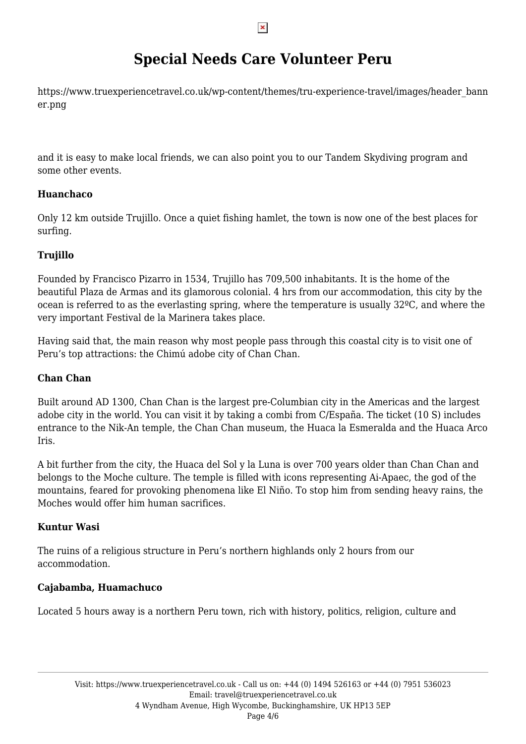# Special Needs Care Volunteer Peru

https://www.truexperiencetravel.co.uk/wp-content/themes/tru-experience-travel/images/header_banner.png

and it is easy to make local friends, we can also point you to our Tandem Skydiving program and some other events.

**Huanchaco**

Only 12 km outside Trujillo. Once a quiet fishing hamlet, the town is now one of the best places for surfing.

**Trujillo**

Founded by Francisco Pizarro in 1534, Trujillo has 709,500 inhabitants. It is the home of the beautiful Plaza de Armas and its glamorous colonial. 4 hrs from our accommodation, this city by the ocean is referred to as the everlasting spring, where the temperature is usually 32ºC, and where the very important Festival de la Marinera takes place.

Having said that, the main reason why most people pass through this coastal city is to visit one of Peru's top attractions: the Chimú adobe city of Chan Chan.

**Chan Chan**

Built around AD 1300, Chan Chan is the largest pre-Columbian city in the Americas and the largest adobe city in the world. You can visit it by taking a combi from C/España. The ticket (10 S) includes entrance to the Nik-An temple, the Chan Chan museum, the Huaca la Esmeralda and the Huaca Arco Iris.

A bit further from the city, the Huaca del Sol y la Luna is over 700 years older than Chan Chan and belongs to the Moche culture. The temple is filled with icons representing Ai-Apaec, the god of the mountains, feared for provoking phenomena like El Niño. To stop him from sending heavy rains, the Moches would offer him human sacrifices.

**Kuntur Wasi**

The ruins of a religious structure in Peru's northern highlands only 2 hours from our accommodation.

**Cajabamba, Huamachuco**

Located 5 hours away is a northern Peru town, rich with history, politics, religion, culture and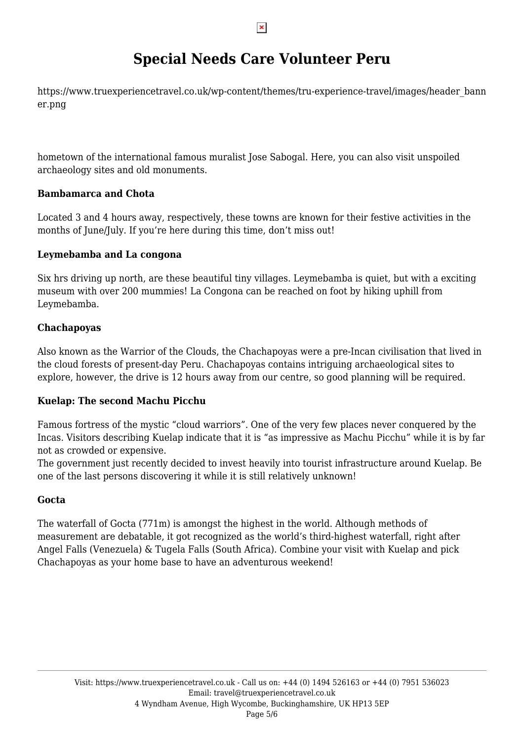hometown of the international famous muralist Jose Sabogal. Here, you can also visit unspoiled archaeology sites and old monuments.

**Bambamarca and Chota**

Located 3 and 4 hours away, respectively, these towns are known for their festive activities in the months of June/July. If you're here during this time, don't miss out!

**Leymebamba and La congona**

Six hrs driving up north, are these beautiful tiny villages. Leymebamba is quiet, but with a exciting museum with over 200 mummies! La Congona can be reached on foot by hiking uphill from Leymebamba.

**Chachapoyas**

Also known as the Warrior of the Clouds, the Chachapoyas were a pre-Incan civilisation that lived in the cloud forests of present-day Peru. Chachapoyas contains intriguing archaeological sites to explore, however, the drive is 12 hours away from our centre, so good planning will be required.

**Kuelap: The second Machu Picchu**

Famous fortress of the mystic "cloud warriors". One of the very few places never conquered by the Incas. Visitors describing Kuelap indicate that it is "as impressive as Machu Picchu" while it is by far not as crowded or expensive.
The government just recently decided to invest heavily into tourist infrastructure around Kuelap. Be one of the last persons discovering it while it is still relatively unknown!

**Gocta**

The waterfall of Gocta (771m) is amongst the highest in the world. Although methods of measurement are debatable, it got recognized as the world's third-highest waterfall, right after Angel Falls (Venezuela) & Tugela Falls (South Africa). Combine your visit with Kuelap and pick Chachapoyas as your home base to have an adventurous weekend!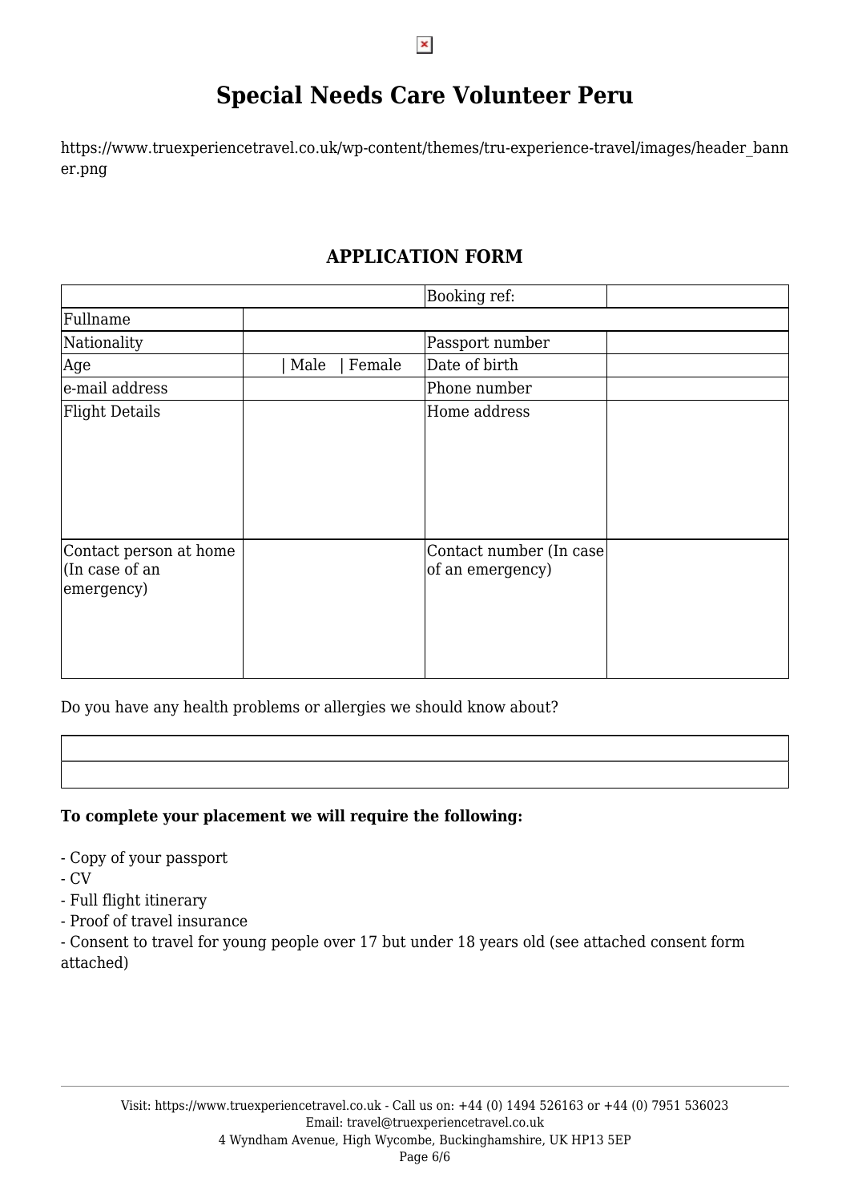# Special Needs Care Volunteer Peru

https://www.truexperiencetravel.co.uk/wp-content/themes/tru-experience-travel/images/header_banner.png

## APPLICATION FORM

| | | | |
|---|---|---|---|
| | | Booking ref: | |
| Fullname | | | |
| Nationality | | Passport number | |
| Age | \| Male \| Female | Date of birth | |
| e-mail address | | Phone number | |
| Flight Details | | Home address | |
| Contact person at home (In case of an emergency) | | Contact number (In case of an emergency) | |

Do you have any health problems or allergies we should know about?

| |
|---|
| |
| |

**To complete your placement we will require the following:**

- Copy of your passport
- CV
- Full flight itinerary
- Proof of travel insurance
- Consent to travel for young people over 17 but under 18 years old (see attached consent form attached)